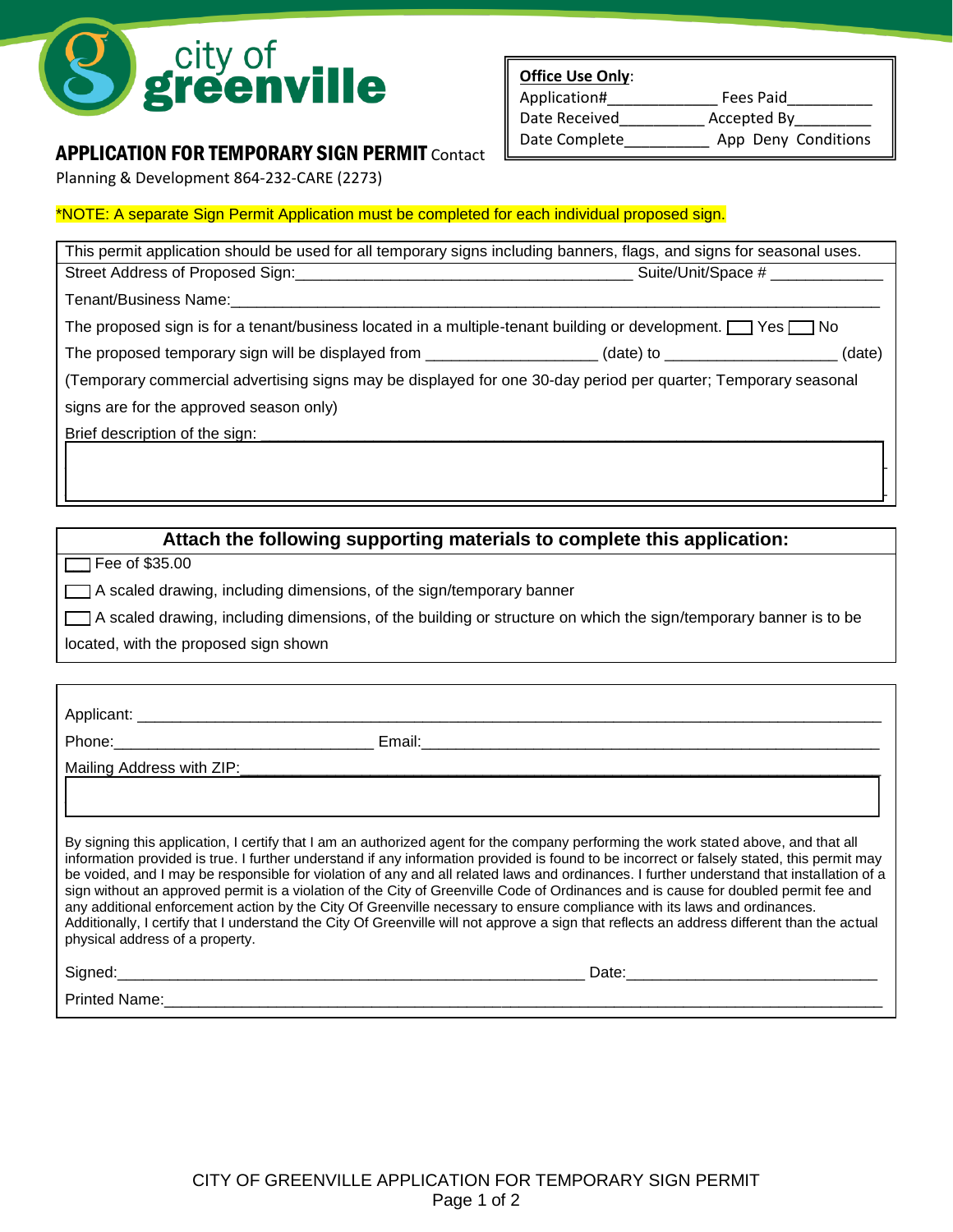city of greenville

**Office Use Only**:
Application#____________ Fees Paid__________
Date Received__________ Accepted By_________
Date Complete__________ App Deny Conditions

# APPLICATION FOR TEMPORARY SIGN PERMIT

Contact Planning & Development 864-232-CARE (2273)

*NOTE: A separate Sign Permit Application must be completed for each individual proposed sign.

This permit application should be used for all temporary signs including banners, flags, and signs for seasonal uses.

Street Address of Proposed Sign:_______________________________________ Suite/Unit/Space # ____________

Tenant/Business Name:_______________________________________________________________________

The proposed sign is for a tenant/business located in a multiple-tenant building or development. ☐ Yes ☐ No

The proposed temporary sign will be displayed from ___________________ (date) to ___________________ (date)

(Temporary commercial advertising signs may be displayed for one 30-day period per quarter; Temporary seasonal signs are for the approved season only)

Brief description of the sign: ________________________________________________________________

## Attach the following supporting materials to complete this application:

☐ Fee of $35.00

☐ A scaled drawing, including dimensions, of the sign/temporary banner

☐ A scaled drawing, including dimensions, of the building or structure on which the sign/temporary banner is to be located, with the proposed sign shown

Applicant: _______________________________________________________________________________

Phone:_____________________________ Email:_____________________________________________________

Mailing Address with ZIP:_____________________________________________________________________

By signing this application, I certify that I am an authorized agent for the company performing the work stated above, and that all information provided is true. I further understand if any information provided is found to be incorrect or falsely stated, this permit may be voided, and I may be responsible for violation of any and all related laws and ordinances. I further understand that installation of a sign without an approved permit is a violation of the City of Greenville Code of Ordinances and is cause for doubled permit fee and any additional enforcement action by the City Of Greenville necessary to ensure compliance with its laws and ordinances. Additionally, I certify that I understand the City Of Greenville will not approve a sign that reflects an address different than the actual physical address of a property.

Signed:______________________________________________________ Date:____________________________

Printed Name:_______________________________________________________________________________

CITY OF GREENVILLE APPLICATION FOR TEMPORARY SIGN PERMIT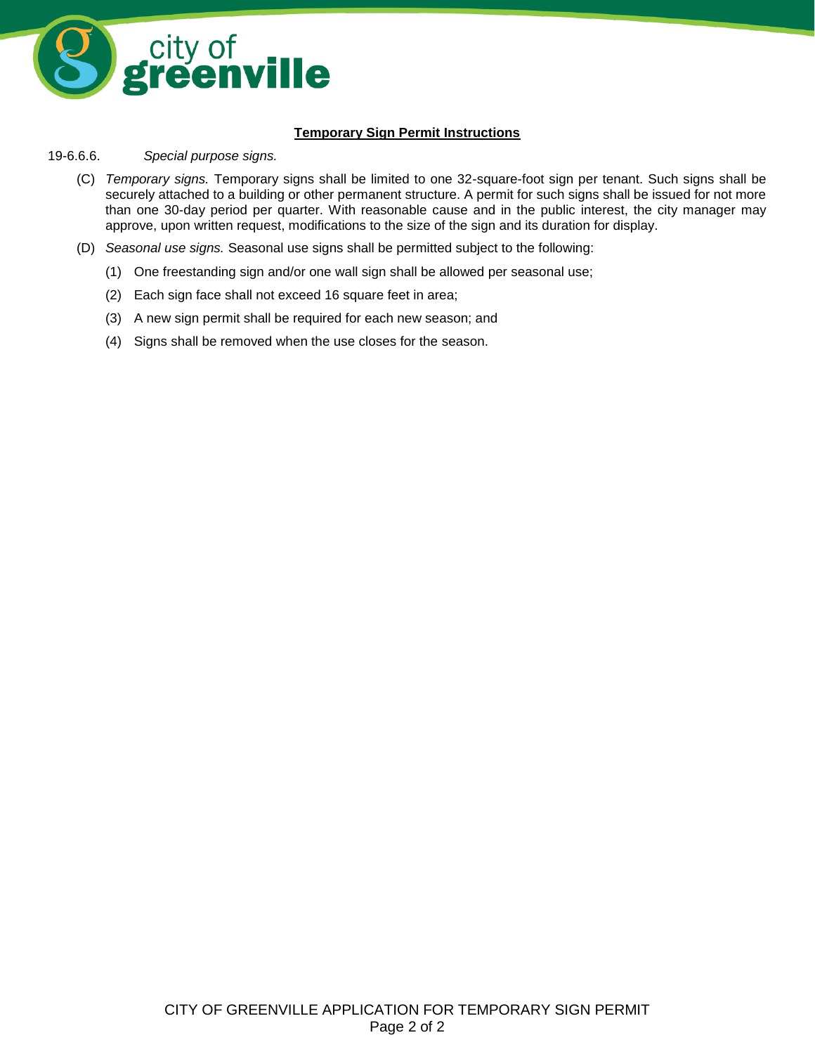## Temporary Sign Permit Instructions

19-6.6.6. *Special purpose signs.*

(C) *Temporary signs.* Temporary signs shall be limited to one 32-square-foot sign per tenant. Such signs shall be securely attached to a building or other permanent structure. A permit for such signs shall be issued for not more than one 30-day period per quarter. With reasonable cause and in the public interest, the city manager may approve, upon written request, modifications to the size of the sign and its duration for display.

(D) *Seasonal use signs.* Seasonal use signs shall be permitted subject to the following:

(1) One freestanding sign and/or one wall sign shall be allowed per seasonal use;

(2) Each sign face shall not exceed 16 square feet in area;

(3) A new sign permit shall be required for each new season; and

(4) Signs shall be removed when the use closes for the season.